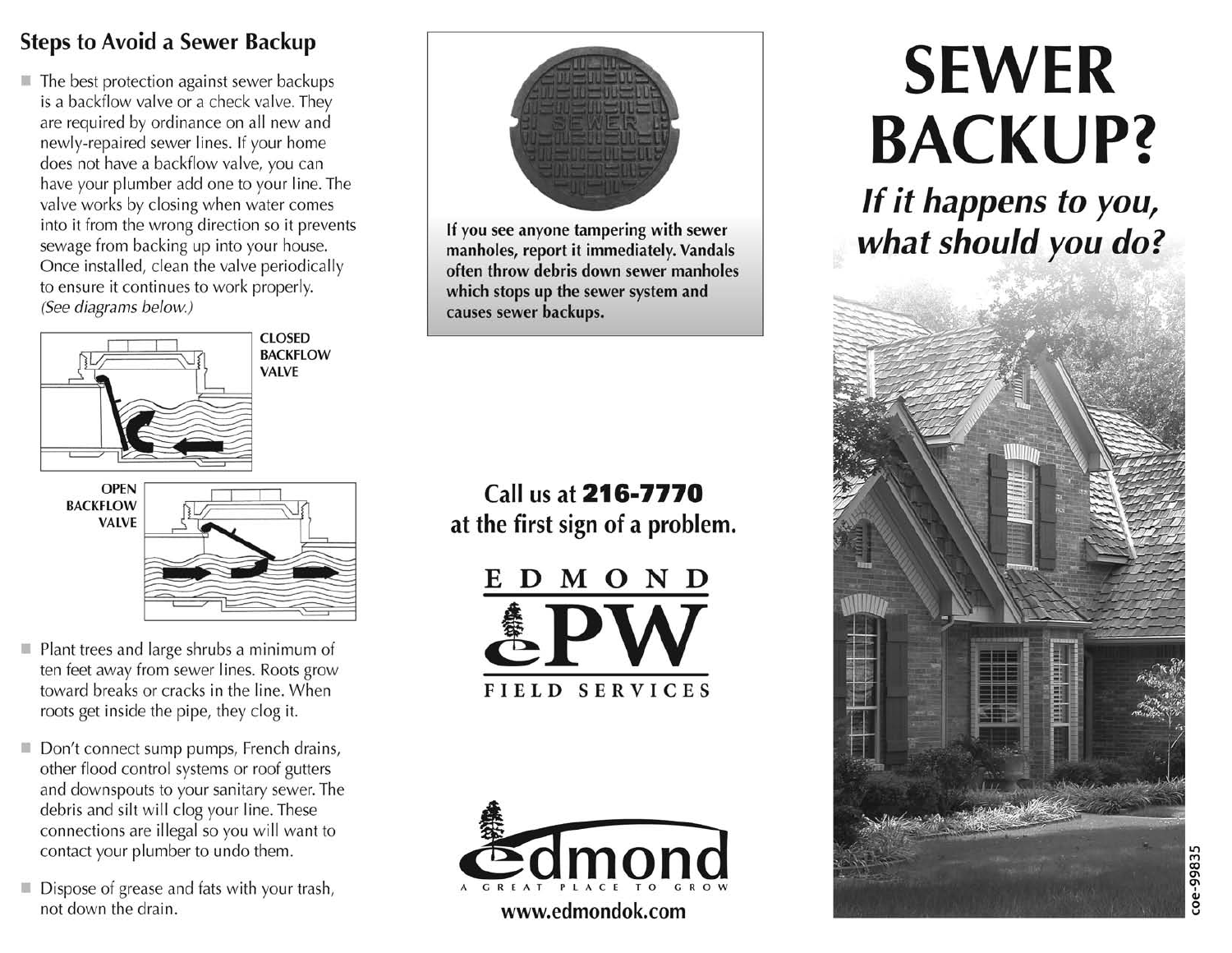## Steps to Avoid a Sewer Backup

- The best protection against sewer backups is a backflow valve or a check valve. They are required by ordinance on all new and newly-repaired sewer lines. If your home does not have a backflow valve, you can have your plumber add one to your line. The valve works by closing when water comes into it from the wrong direction so it prevents sewage from backing up into your house. Once installed, clean the valve periodically to ensure it continues to work properly. *(See diagrams below.)*

CLOSED BACKFLOW VALVE

OPEN BACKFLOW VALVE

- Plant trees and large shrubs a minimum of ten feet away from sewer lines. Roots grow toward breaks or cracks in the line. When roots get inside the pipe, they clog it.
- Don't connect sump pumps, French drains, other flood control systems or roof gutters and downspouts to your sanitary sewer. The debris and silt will clog your line. These connections are illegal so you will want to contact your plumber to undo them.
- Dispose of grease and fats with your trash, not down the drain.

**If you see anyone tampering with sewer manholes, report it immediately. Vandals often throw debris down sewer manholes which stops up the sewer system and causes sewer backups.**

**Call us at 216-7770 at the first sign of a problem.**

EDMOND ePW FIELD SERVICES

edmond
A GREAT PLACE TO GROW

www.edmondok.com

# SEWER BACKUP?

## *If it happens to you, what should you do?*

coe-99835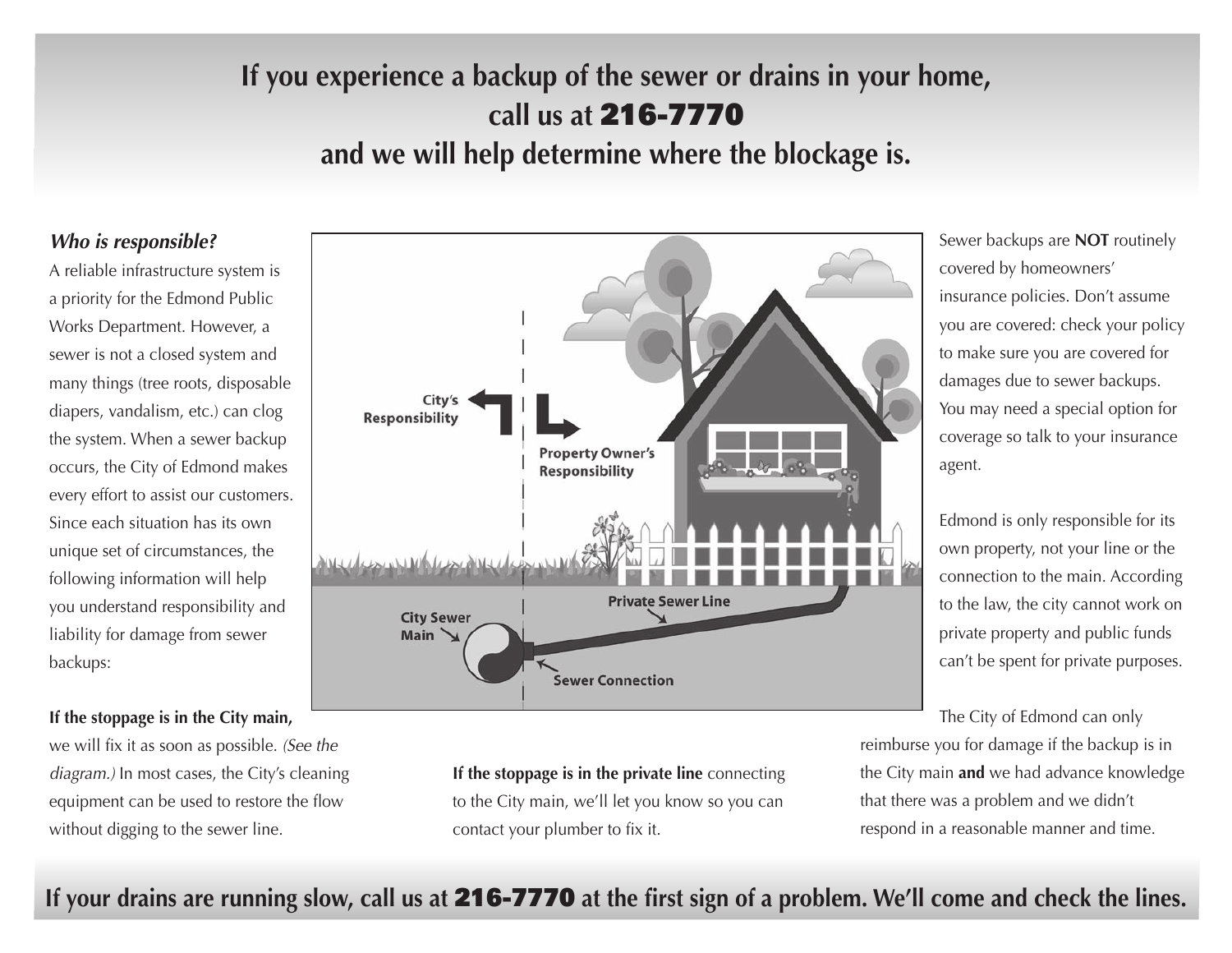# If you experience a backup of the sewer or drains in your home, call us at 216-7770 and we will help determine where the blockage is.

***Who is responsible?***

A reliable infrastructure system is a priority for the Edmond Public Works Department. However, a sewer is not a closed system and many things (tree roots, disposable diapers, vandalism, etc.) can clog the system. When a sewer backup occurs, the City of Edmond makes every effort to assist our customers. Since each situation has its own unique set of circumstances, the following information will help you understand responsibility and liability for damage from sewer backups:

City's Responsibility

Property Owner's Responsibility

Private Sewer Line

City Sewer Main

Sewer Connection

**If the stoppage is in the City main,** we will fix it as soon as possible. *(See the diagram.)* In most cases, the City's cleaning equipment can be used to restore the flow without digging to the sewer line.

**If the stoppage is in the private line** connecting to the City main, we'll let you know so you can contact your plumber to fix it.

Sewer backups are **NOT** routinely covered by homeowners' insurance policies. Don't assume you are covered: check your policy to make sure you are covered for damages due to sewer backups. You may need a special option for coverage so talk to your insurance agent.

Edmond is only responsible for its own property, not your line or the connection to the main. According to the law, the city cannot work on private property and public funds can't be spent for private purposes.

The City of Edmond can only reimburse you for damage if the backup is in the City main **and** we had advance knowledge that there was a problem and we didn't respond in a reasonable manner and time.

**If your drains are running slow, call us at 216-7770 at the first sign of a problem. We'll come and check the lines.**